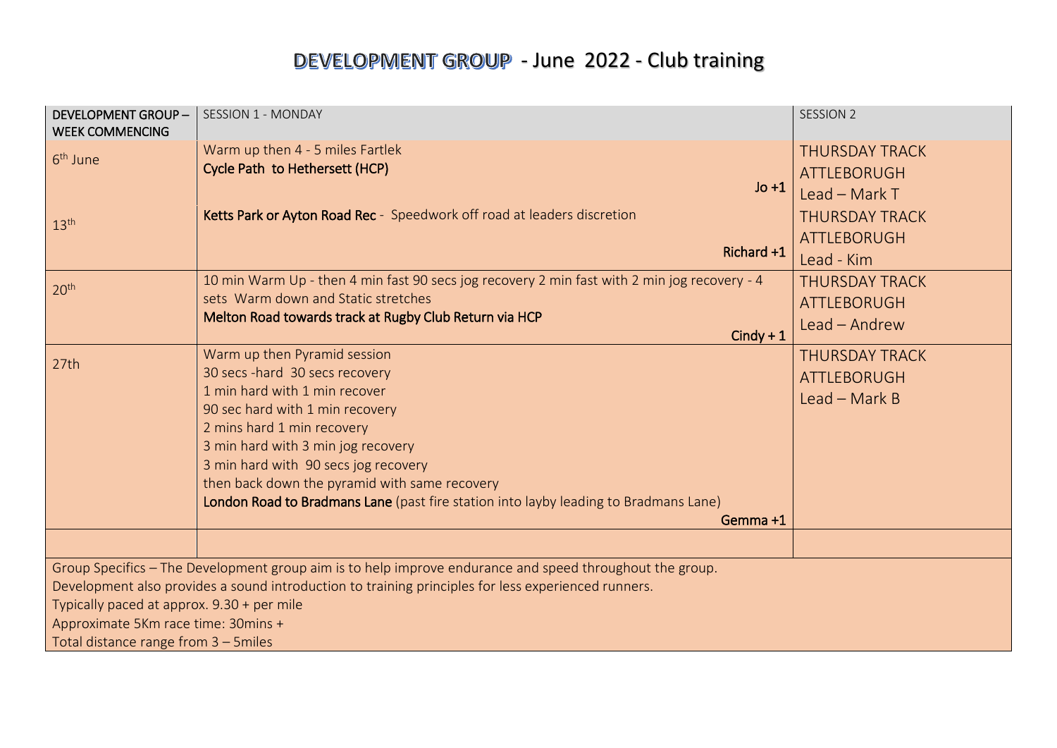# DEVELOPMENT GROUP - June 2022 - Club training

| DEVELOPMENT GROUP – WEEK COMMENCING | SESSION 1 - MONDAY | SESSION 2 |
|---|---|---|
| 6th June | Warm up then 4 - 5 miles Fartlek<br>**Cycle Path to Hethersett (HCP)**<br>**Jo +1** | THURSDAY TRACK ATTLEBORUGH<br>Lead – Mark T |
| 13th | **Ketts Park or Ayton Road Rec** - Speedwork off road at leaders discretion<br>**Richard +1** | THURSDAY TRACK ATTLEBORUGH<br>Lead - Kim |
| 20th | 10 min Warm Up - then 4 min fast 90 secs jog recovery 2 min fast with 2 min jog recovery - 4 sets Warm down and Static stretches<br>**Melton Road towards track at Rugby Club Return via HCP**<br>**Cindy + 1** | THURSDAY TRACK ATTLEBORUGH<br>Lead – Andrew |
| 27th | Warm up then Pyramid session<br>30 secs -hard 30 secs recovery<br>1 min hard with 1 min recover<br>90 sec hard with 1 min recovery<br>2 mins hard 1 min recovery<br>3 min hard with 3 min jog recovery<br>3 min hard with 90 secs jog recovery<br>then back down the pyramid with same recovery<br>**London Road to Bradmans Lane** (past fire station into layby leading to Bradmans Lane)<br>**Gemma +1** | THURSDAY TRACK ATTLEBORUGH<br>Lead – Mark B |
| | | |

Group Specifics – The Development group aim is to help improve endurance and speed throughout the group.
Development also provides a sound introduction to training principles for less experienced runners.
Typically paced at approx. 9.30 + per mile
Approximate 5Km race time: 30mins +
Total distance range from 3 – 5miles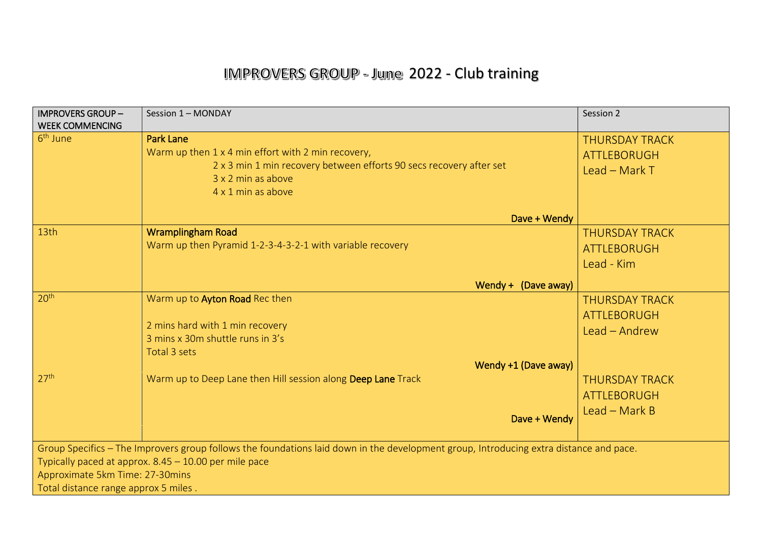# IMPROVERS GROUP - June 2022 - Club training

| IMPROVERS GROUP – WEEK COMMENCING | Session 1 – MONDAY | Session 2 |
|---|---|---|
| 6th June | **Park Lane**<br>Warm up then 1 x 4 min effort with 2 min recovery,<br>2 x 3 min 1 min recovery between efforts 90 secs recovery after set<br>3 x 2 min as above<br>4 x 1 min as above<br>Dave + Wendy | THURSDAY TRACK<br>ATTLEBORUGH<br>Lead – Mark T |
| 13th | **Wramplingham Road**<br>Warm up then Pyramid 1-2-3-4-3-2-1 with variable recovery<br>Wendy + (Dave away) | THURSDAY TRACK<br>ATTLEBORUGH<br>Lead - Kim |
| 20th | Warm up to **Ayton Road** Rec then<br><br>2 mins hard with 1 min recovery<br>3 mins x 30m shuttle runs in 3's<br>Total 3 sets<br>Wendy +1 (Dave away) | THURSDAY TRACK<br>ATTLEBORUGH<br>Lead – Andrew |
| 27th | Warm up to Deep Lane then Hill session along **Deep Lane** Track<br>Dave + Wendy | THURSDAY TRACK<br>ATTLEBORUGH<br>Lead – Mark B |

Group Specifics – The Improvers group follows the foundations laid down in the development group, Introducing extra distance and pace.
Typically paced at approx. 8.45 – 10.00 per mile pace
Approximate 5km Time: 27-30mins
Total distance range approx 5 miles .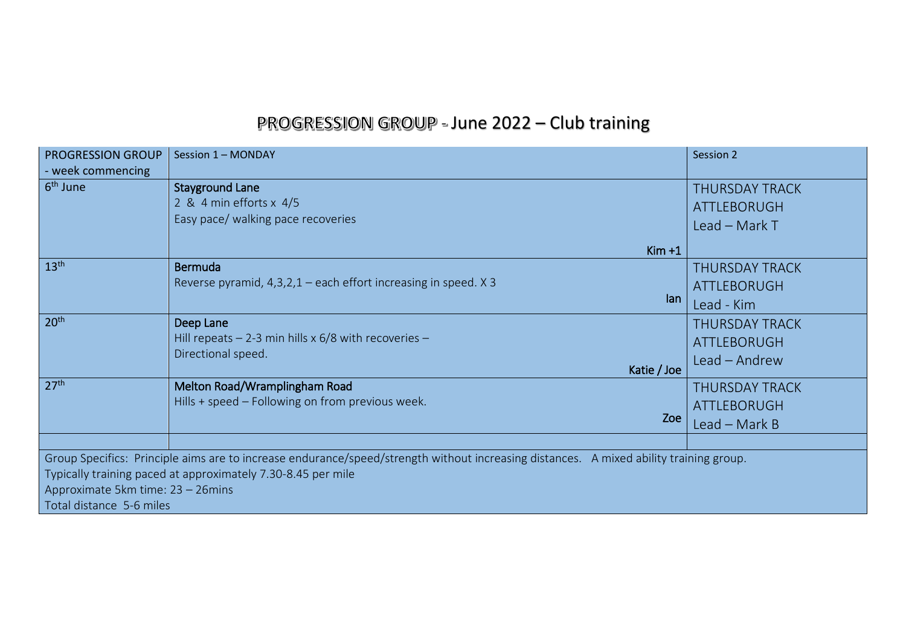# PROGRESSION GROUP - June 2022 – Club training

| PROGRESSION GROUP - week commencing | Session 1 – MONDAY | Session 2 |
|---|---|---|
| 6th June | **Stayground Lane**<br>2 & 4 min efforts x 4/5<br>Easy pace/ walking pace recoveries<br>Kim +1 | THURSDAY TRACK<br>ATTLEBORUGH<br>Lead – Mark T |
| 13th | **Bermuda**<br>Reverse pyramid, 4,3,2,1 – each effort increasing in speed. X 3<br>Ian | THURSDAY TRACK<br>ATTLEBORUGH<br>Lead - Kim |
| 20th | **Deep Lane**<br>Hill repeats – 2-3 min hills x 6/8 with recoveries –<br>Directional speed.<br>Katie / Joe | THURSDAY TRACK<br>ATTLEBORUGH<br>Lead – Andrew |
| 27th | **Melton Road/Wramplingham Road**<br>Hills + speed – Following on from previous week.<br>Zoe | THURSDAY TRACK<br>ATTLEBORUGH<br>Lead – Mark B |
| | | |

Group Specifics: Principle aims are to increase endurance/speed/strength without increasing distances. A mixed ability training group.
Typically training paced at approximately 7.30-8.45 per mile
Approximate 5km time: 23 – 26mins
Total distance 5-6 miles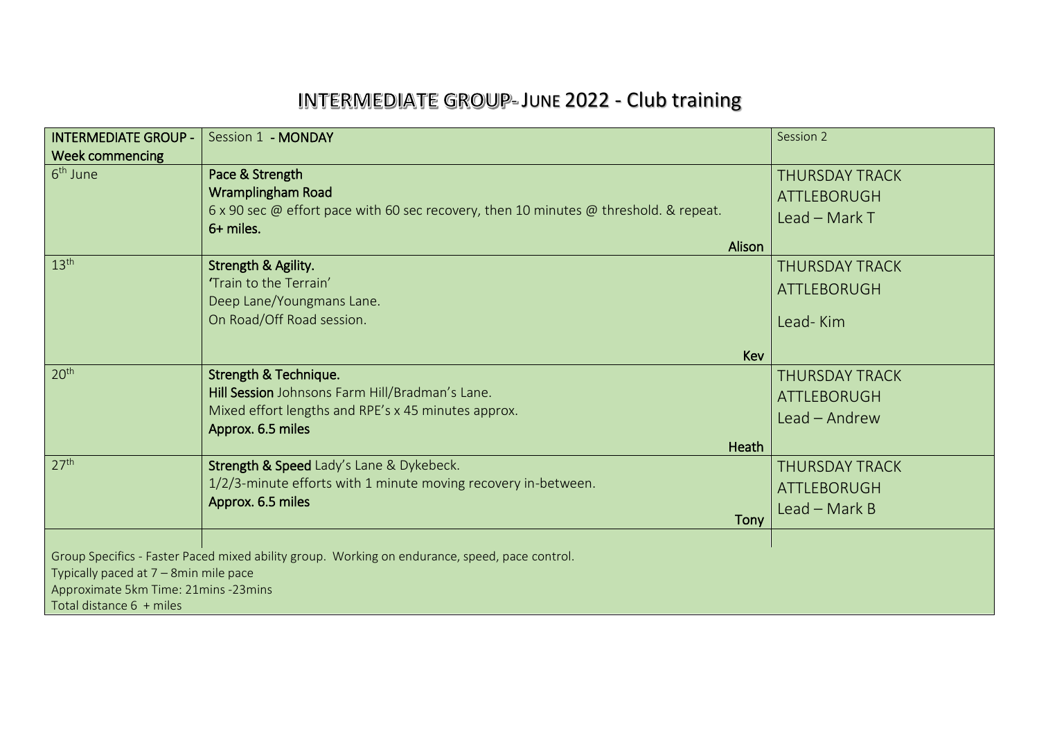# INTERMEDIATE GROUP- JUNE 2022 - Club training

| INTERMEDIATE GROUP - Week commencing | Session 1 - MONDAY | Session 2 |
|---|---|---|
| 6th June | **Pace & Strength**<br>**Wramplingham Road**<br>6 x 90 sec @ effort pace with 60 sec recovery, then 10 minutes @ threshold. & repeat.<br>**6+ miles.**<br>**Alison** | THURSDAY TRACK<br>ATTLEBORUGH<br>Lead – Mark T |
| 13th | **Strength & Agility.**<br>'Train to the Terrain'<br>Deep Lane/Youngmans Lane.<br>On Road/Off Road session.<br>**Kev** | THURSDAY TRACK<br>ATTLEBORUGH<br>Lead- Kim |
| 20th | **Strength & Technique.**<br>**Hill Session** Johnsons Farm Hill/Bradman's Lane.<br>Mixed effort lengths and RPE's x 45 minutes approx.<br>**Approx. 6.5 miles**<br>**Heath** | THURSDAY TRACK<br>ATTLEBORUGH<br>Lead – Andrew |
| 27th | **Strength & Speed** Lady's Lane & Dykebeck.<br>1/2/3-minute efforts with 1 minute moving recovery in-between.<br>**Approx. 6.5 miles**<br>**Tony** | THURSDAY TRACK<br>ATTLEBORUGH<br>Lead – Mark B |

Group Specifics - Faster Paced mixed ability group. Working on endurance, speed, pace control.
Typically paced at 7 – 8min mile pace
Approximate 5km Time: 21mins -23mins
Total distance 6 + miles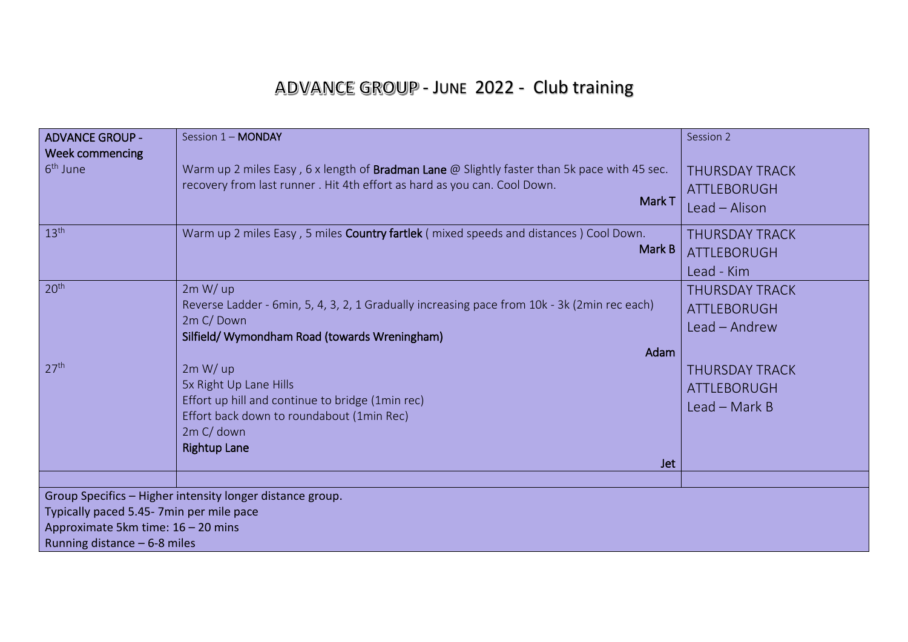# ADVANCE GROUP - JUNE 2022 - Club training

| ADVANCE GROUP - Week commencing | Session 1 – **MONDAY** | Session 2 |
|---|---|---|
| 6th June | Warm up 2 miles Easy , 6 x length of **Bradman Lane** @ Slightly faster than 5k pace with 45 sec. recovery from last runner . Hit 4th effort as hard as you can. Cool Down. **Mark T** | THURSDAY TRACK ATTLEBORUGH Lead – Alison |
| 13th | Warm up 2 miles Easy , 5 miles **Country fartlek** ( mixed speeds and distances ) Cool Down. **Mark B** | THURSDAY TRACK ATTLEBORUGH Lead - Kim |
| 20th | 2m W/ up<br>Reverse Ladder - 6min, 5, 4, 3, 2, 1 Gradually increasing pace from 10k - 3k (2min rec each)<br>2m C/ Down<br>**Silfield/ Wymondham Road (towards Wreningham)**<br>**Adam** | THURSDAY TRACK ATTLEBORUGH Lead – Andrew |
| 27th | 2m W/ up<br>5x Right Up Lane Hills<br>Effort up hill and continue to bridge (1min rec)<br>Effort back down to roundabout (1min Rec)<br>2m C/ down<br>**Rightup Lane**<br>**Jet** | THURSDAY TRACK ATTLEBORUGH Lead – Mark B |
| | | |

Group Specifics – Higher intensity longer distance group.
Typically paced 5.45- 7min per mile pace
Approximate 5km time: 16 – 20 mins
Running distance – 6-8 miles